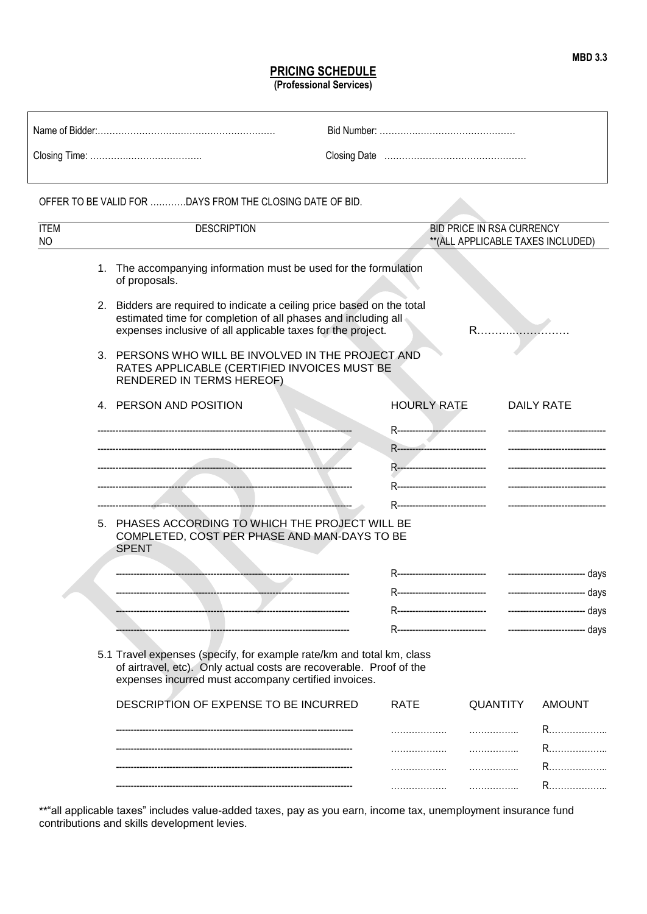MBD 3.3

# PRICING SCHEDULE

**(Professional Services)**

Name of Bidder:…………………………………………………… Bid Number: ………………………………………

Closing Time: ……………………………….. Closing Date …………………………………………

OFFER TO BE VALID FOR …………DAYS FROM THE CLOSING DATE OF BID.

| ITEM NO | DESCRIPTION | BID PRICE IN RSA CURRENCY **(ALL APPLICABLE TAXES INCLUDED) |
|---|---|---|

1. The accompanying information must be used for the formulation of proposals.

2. Bidders are required to indicate a ceiling price based on the total estimated time for completion of all phases and including all expenses inclusive of all applicable taxes for the project. R………………………

3. PERSONS WHO WILL BE INVOLVED IN THE PROJECT AND RATES APPLICABLE (CERTIFIED INVOICES MUST BE RENDERED IN TERMS HEREOF)

4.

| PERSON AND POSITION | HOURLY RATE | DAILY RATE |
|---|---|---|
| ---------------------------------------- | R---------------------------- | ------------------------------ |
| ---------------------------------------- | R---------------------------- | ------------------------------ |
| ---------------------------------------- | R---------------------------- | ------------------------------ |
| ---------------------------------------- | R---------------------------- | ------------------------------ |
| ---------------------------------------- | R---------------------------- | ------------------------------ |

5. PHASES ACCORDING TO WHICH THE PROJECT WILL BE COMPLETED, COST PER PHASE AND MAN-DAYS TO BE SPENT

| | | |
|---|---|---|
| ---------------------------------------- | R---------------------------- | ------------------------- days |
| ---------------------------------------- | R---------------------------- | ------------------------- days |
| ---------------------------------------- | R---------------------------- | ------------------------- days |
| ---------------------------------------- | R---------------------------- | ------------------------- days |

5.1 Travel expenses (specify, for example rate/km and total km, class of airtravel, etc). Only actual costs are recoverable. Proof of the expenses incurred must accompany certified invoices.

| DESCRIPTION OF EXPENSE TO BE INCURRED | RATE | QUANTITY | AMOUNT |
|---|---|---|---|
| ---------------------------------------- | ………………. | …………….. | R……………….. |
| ---------------------------------------- | ………………. | …………….. | R……………….. |
| ---------------------------------------- | ………………. | …………….. | R……………….. |
| ---------------------------------------- | ………………. | …………….. | R……………….. |

**"all applicable taxes" includes value-added taxes, pay as you earn, income tax, unemployment insurance fund contributions and skills development levies.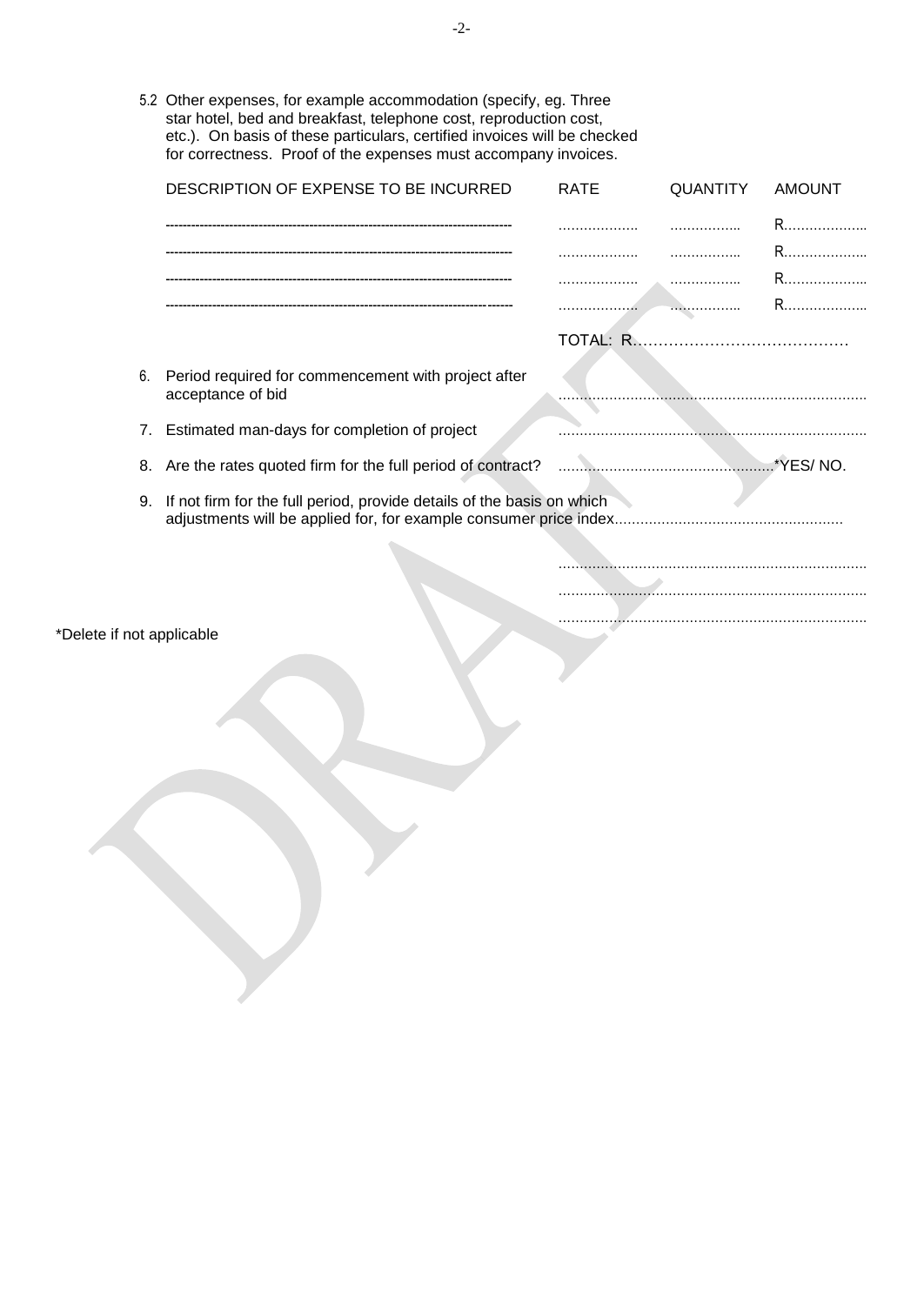5.2 Other expenses, for example accommodation (specify, eg. Three star hotel, bed and breakfast, telephone cost, reproduction cost, etc.). On basis of these particulars, certified invoices will be checked for correctness. Proof of the expenses must accompany invoices.

| DESCRIPTION OF EXPENSE TO BE INCURRED | RATE | QUANTITY | AMOUNT |
|---|---|---|---|
| ------------------------------------------------------------------------------ | ………………. | …………….. | R……………….. |
| ------------------------------------------------------------------------------ | ………………. | …………….. | R……………….. |
| ------------------------------------------------------------------------------ | ………………. | …………….. | R……………….. |
| ------------------------------------------------------------------------------ | ………………. | …………….. | R……………….. |

TOTAL: R……………………………………

6. Period required for commencement with project after acceptance of bid ........................................................................

7. Estimated man-days for completion of project ........................................................................

8. Are the rates quoted firm for the full period of contract? ..................................................*YES/ NO.

9. If not firm for the full period, provide details of the basis on which adjustments will be applied for, for example consumer price index......................................................

........................................................................

........................................................................

........................................................................

*Delete if not applicable